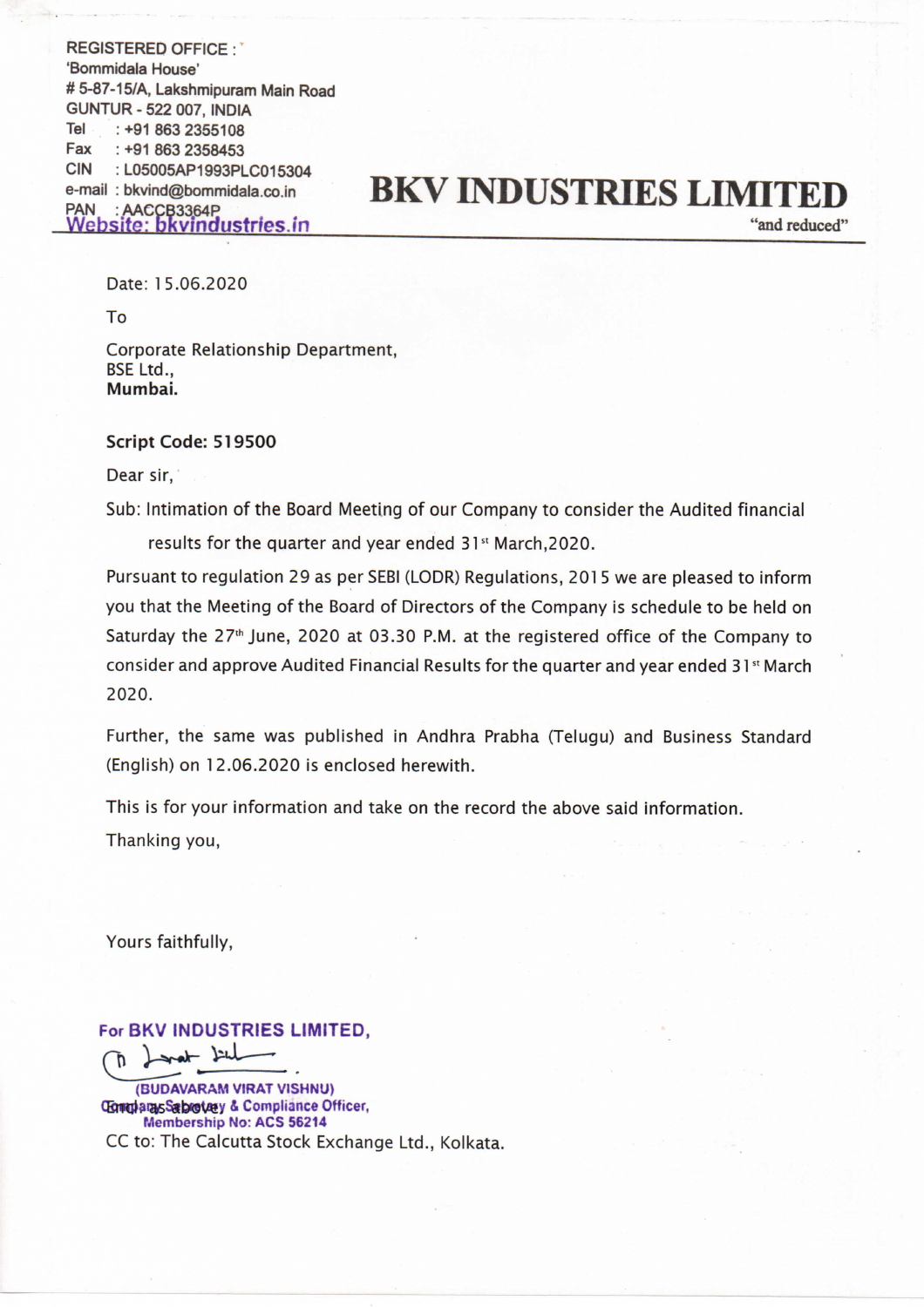REGISTERED OFFICE :
'Bommidala House'
# 5-87-15/A, Lakshmipuram Main Road
GUNTUR - 522 007, INDIA
Tel : +91 863 2355108
Fax : +91 863 2358453
CIN : L05005AP1993PLC015304
e-mail : bkvind@bommidala.co.in
PAN : AACCB3364P
Website: bkvindustries.in

# BKV INDUSTRIES LIMITED

"and reduced"

Date: 15.06.2020

To

Corporate Relationship Department,
BSE Ltd.,
**Mumbai.**

**Script Code: 519500**

Dear sir,

Sub: Intimation of the Board Meeting of our Company to consider the Audited financial results for the quarter and year ended 31st March,2020.

Pursuant to regulation 29 as per SEBI (LODR) Regulations, 2015 we are pleased to inform you that the Meeting of the Board of Directors of the Company is schedule to be held on Saturday the 27th June, 2020 at 03.30 P.M. at the registered office of the Company to consider and approve Audited Financial Results for the quarter and year ended 31st March 2020.

Further, the same was published in Andhra Prabha (Telugu) and Business Standard (English) on 12.06.2020 is enclosed herewith.

This is for your information and take on the record the above said information.

Thanking you,

Yours faithfully,

**For BKV INDUSTRIES LIMITED,**

**(BUDAVARAM VIRAT VISHNU)**
**Company Secretary & Compliance Officer,**
**Membership No: ACS 56214**

Encl: as above

CC to: The Calcutta Stock Exchange Ltd., Kolkata.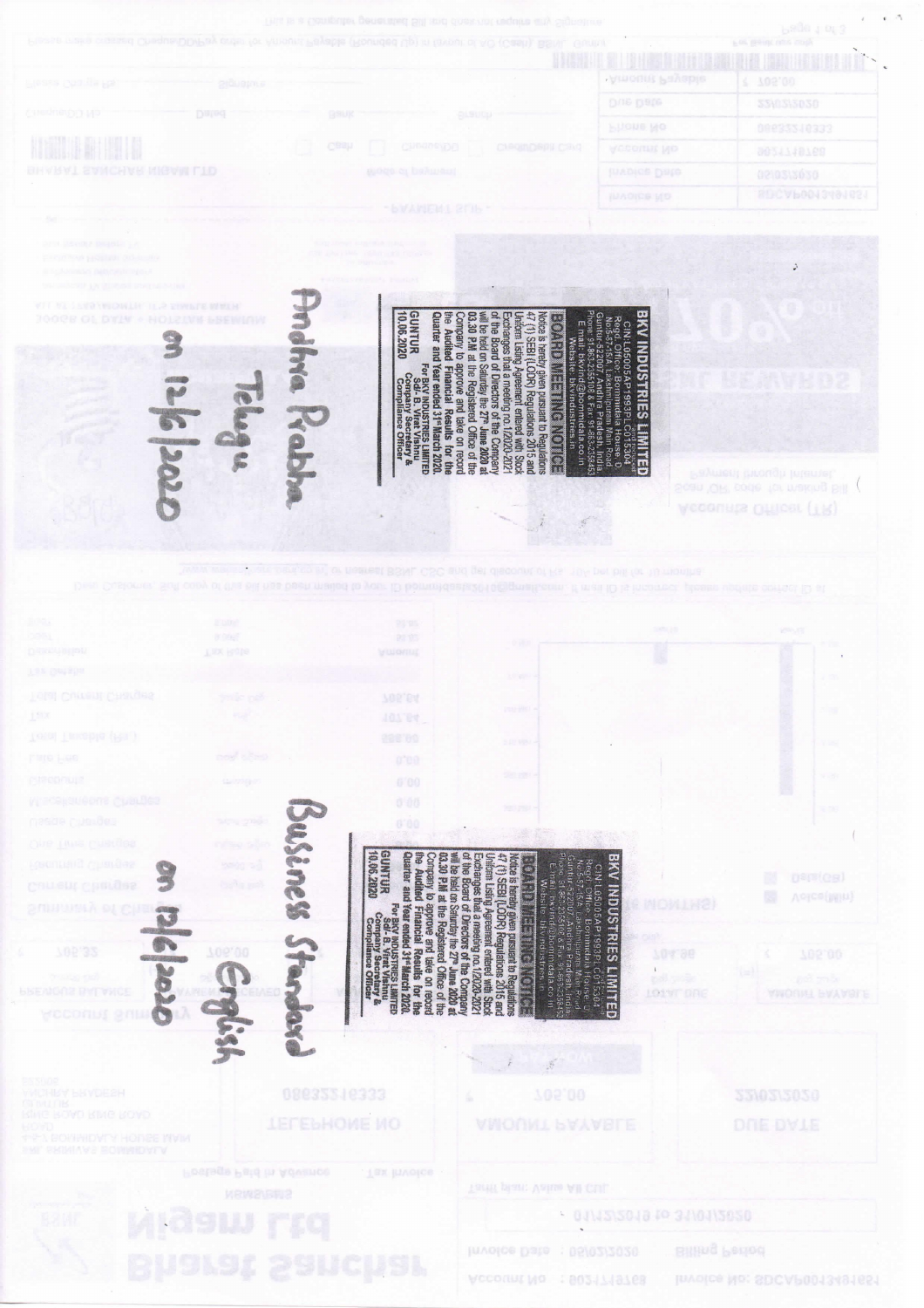**BKV INDUSTRIES LIMITED**

CIN: L05005AP1993PLC015304

Regd. Office: Bommidala House, D. No.5/57, 6/A, Lakshmipuram Main Road, Guntur-522007, Andhra Pradesh, India

Phone: 91-863-2355108 & Fax: 91-863-2358452

E mail: bkvind@bommidala.co.in

Website: bkvindustries.in

**BOARD MEETING NOTICE**

Notice is hereby given pursuant to Regulations 47 (1) SEBI (LODR) Regulations 2015 and Uniform Listing Agreement entered with Stock Exchanges that a meeting no. 1/2020-2021 of the Board of Directors of the Company will be held on Saturday the 27th June 2020 at 03.30 P.M at the Registered Office of the Company to approve and take on record the Audited Financial Results for the Quarter and Year ended 31st March 2020.

For BKV INDUSTRIES LIMITED
Sd/- B. Virat Vishnu
Company Secretary & Compliance Officer

GUNTUR
10.06.2020

Andhra Prabha
Telugu
on 12/6/2020

**BKV INDUSTRIES LIMITED**

CIN: L05005AP1993PLC015304

Regd. Office: Bommidala House, D. No.5/57, 6/A, Lakshmipuram Main Road, Guntur-522007, Andhra Pradesh, India

Phone: 91-863-2355108 & Fax: 91-863-2358452

E mail: bkvind@bommidala.co.in

Website: bkvindustries.in

**BOARD MEETING NOTICE**

Notice is hereby given pursuant to Regulations 47 (1) SEBI (LODR) Regulations 2015 and Uniform Listing Agreement entered with Stock Exchanges that a meeting no. 1/2020-2021 of the Board of Directors of the Company will be held on Saturday the 27th June 2020 at 03.30 P.M at the Registered Office of the Company to approve and take on record the Audited Financial Results for the Quarter and Year ended 31st March 2020.

For BKV INDUSTRIES LIMITED
Sd/- B. Virat Vishnu
Company Secretary & Compliance Officer

GUNTUR
10.06.2020

Business Standard
English
on 12/6/2020